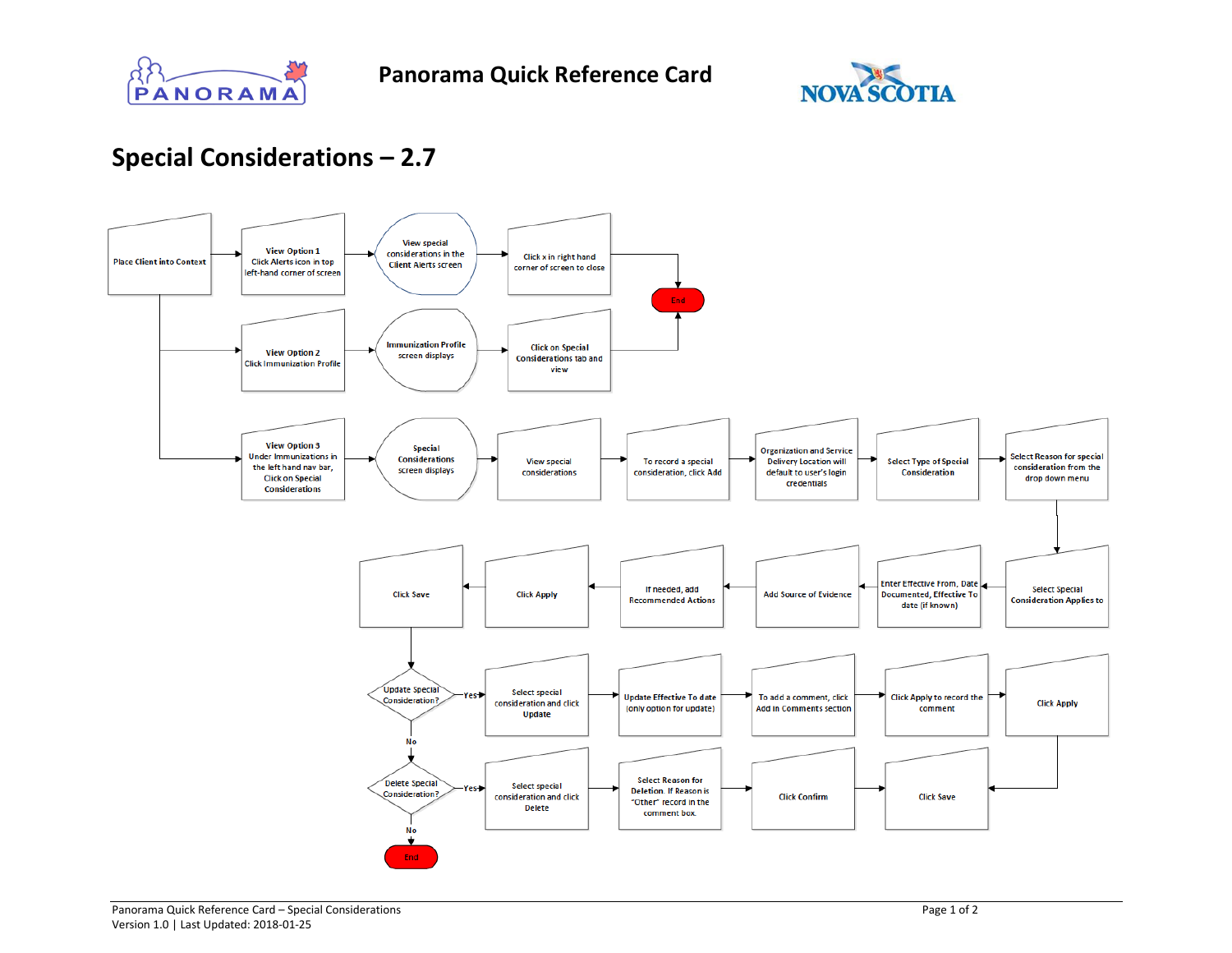Panorama Quick Reference Card

# Special Considerations – 2.7

Place Client into Context

View Option 1
Click Alerts icon in top left-hand corner of screen

View special considerations in the Client Alerts screen

Click x in right hand corner of screen to close

End

View Option 2
Click Immunization Profile

Immunization Profile screen displays

Click on Special Considerations tab and view

View Option 3
Under Immunizations in the left hand nav bar, Click on Special Considerations

Special Considerations screen displays

View special considerations

To record a special consideration, click Add

Organization and Service Delivery Location will default to user's login credentials

Select Type of Special Consideration

Select Reason for special consideration from the drop down menu

Select Special Consideration Applies to

Enter Effective From, Date Documented, Effective To date (if known)

Add Source of Evidence

If needed, add Recommended Actions

Click Apply

Click Save

Update Special Consideration?

Yes

Select special consideration and click Update

Update Effective To date (only option for update)

To add a comment, click Add in Comments section

Click Apply to record the comment

Click Apply

No

Delete Special Consideration?

Yes

Select special consideration and click Delete

Select Reason for Deletion. If Reason is "Other" record in the comment box.

Click Confirm

Click Save

No

End

Panorama Quick Reference Card – Special Considerations
Version 1.0 | Last Updated: 2018-01-25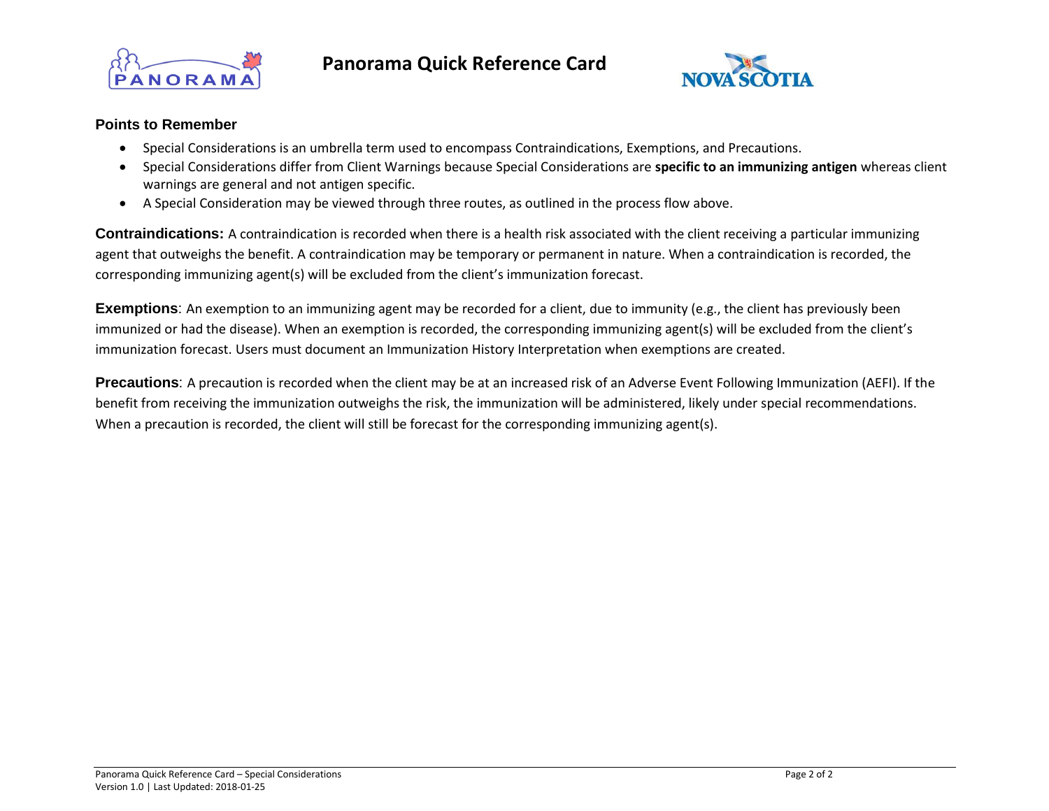## Points to Remember

- Special Considerations is an umbrella term used to encompass Contraindications, Exemptions, and Precautions.
- Special Considerations differ from Client Warnings because Special Considerations are **specific to an immunizing antigen** whereas client warnings are general and not antigen specific.
- A Special Consideration may be viewed through three routes, as outlined in the process flow above.

**Contraindications:** A contraindication is recorded when there is a health risk associated with the client receiving a particular immunizing agent that outweighs the benefit. A contraindication may be temporary or permanent in nature. When a contraindication is recorded, the corresponding immunizing agent(s) will be excluded from the client's immunization forecast.

**Exemptions**: An exemption to an immunizing agent may be recorded for a client, due to immunity (e.g., the client has previously been immunized or had the disease). When an exemption is recorded, the corresponding immunizing agent(s) will be excluded from the client's immunization forecast. Users must document an Immunization History Interpretation when exemptions are created.

**Precautions**: A precaution is recorded when the client may be at an increased risk of an Adverse Event Following Immunization (AEFI). If the benefit from receiving the immunization outweighs the risk, the immunization will be administered, likely under special recommendations. When a precaution is recorded, the client will still be forecast for the corresponding immunizing agent(s).